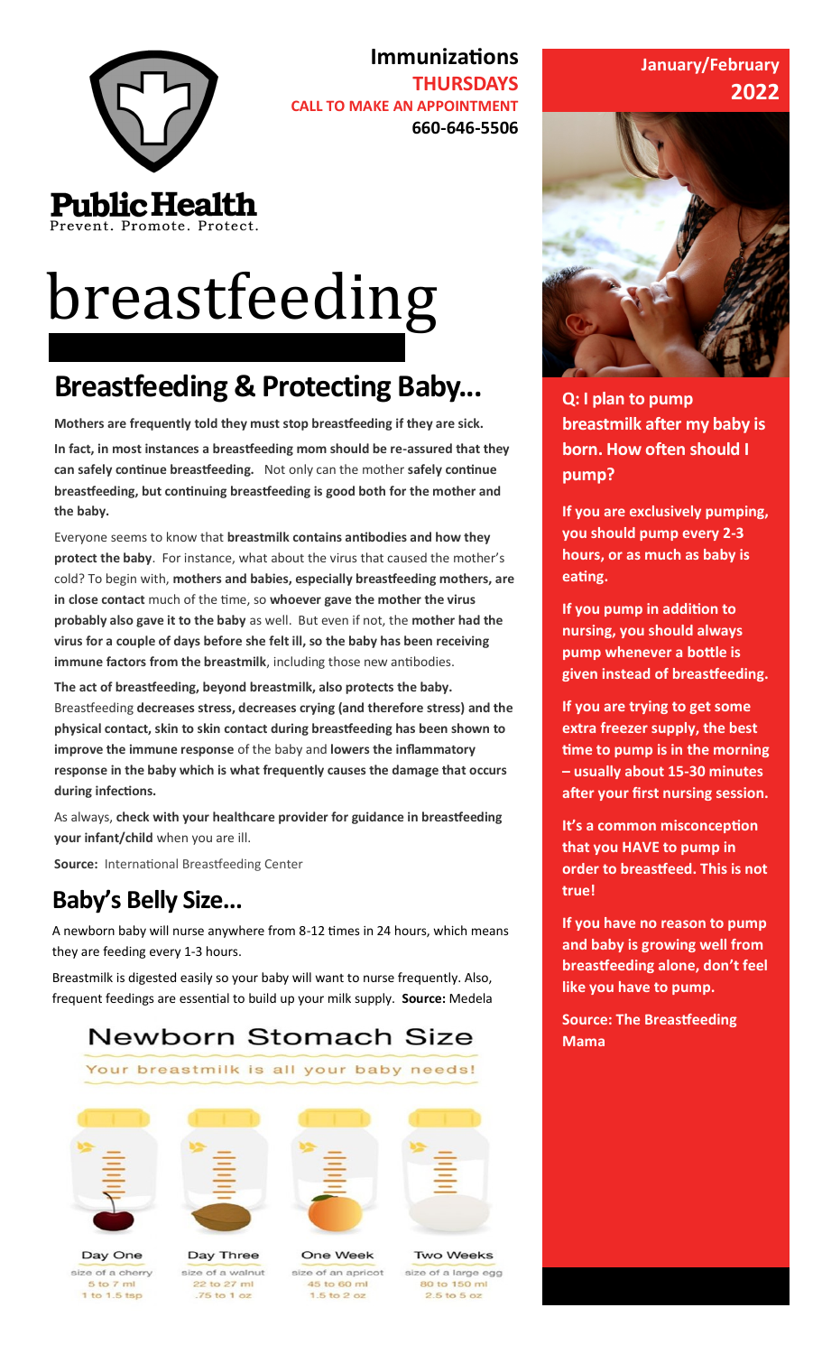**Public Health**
Prevent. Promote. Protect.

**Immunizations**
**THURSDAYS**
**CALL TO MAKE AN APPOINTMENT**
**660-646-5506**

**January/February 2022**

# breastfeeding

## Breastfeeding & Protecting Baby...

**Mothers are frequently told they must stop breastfeeding if they are sick.**

**In fact, in most instances a breastfeeding mom should be re-assured that they can safely continue breastfeeding.** Not only can the mother **safely continue breastfeeding, but continuing breastfeeding is good both for the mother and the baby.**

Everyone seems to know that **breastmilk contains antibodies and how they protect the baby**. For instance, what about the virus that caused the mother's cold? To begin with, **mothers and babies, especially breastfeeding mothers, are in close contact** much of the time, so **whoever gave the mother the virus probably also gave it to the baby** as well. But even if not, the **mother had the virus for a couple of days before she felt ill, so the baby has been receiving immune factors from the breastmilk**, including those new antibodies.

**The act of breastfeeding, beyond breastmilk, also protects the baby.** Breastfeeding **decreases stress, decreases crying (and therefore stress) and the physical contact, skin to skin contact during breastfeeding has been shown to improve the immune response** of the baby and **lowers the inflammatory response in the baby which is what frequently causes the damage that occurs during infections.**

As always, **check with your healthcare provider for guidance in breastfeeding your infant/child** when you are ill.

**Source:** International Breastfeeding Center

## Baby's Belly Size...

A newborn baby will nurse anywhere from 8-12 times in 24 hours, which means they are feeding every 1-3 hours.

Breastmilk is digested easily so your baby will want to nurse frequently. Also, frequent feedings are essential to build up your milk supply. **Source:** Medela

### Newborn Stomach Size

Your breastmilk is all your baby needs!

| Day One | Day Three | One Week | Two Weeks |
|---|---|---|---|
| size of a cherry | size of a walnut | size of an apricot | size of a large egg |
| 5 to 7 ml | 22 to 27 ml | 45 to 60 ml | 80 to 150 ml |
| 1 to 1.5 tsp | .75 to 1 oz | 1.5 to 2 oz | 2.5 to 5 oz |

**Q: I plan to pump breastmilk after my baby is born. How often should I pump?**

**If you are exclusively pumping, you should pump every 2-3 hours, or as much as baby is eating.**

**If you pump in addition to nursing, you should always pump whenever a bottle is given instead of breastfeeding.**

**If you are trying to get some extra freezer supply, the best time to pump is in the morning – usually about 15-30 minutes after your first nursing session.**

**It's a common misconception that you HAVE to pump in order to breastfeed. This is not true!**

**If you have no reason to pump and baby is growing well from breastfeeding alone, don't feel like you have to pump.**

**Source: The Breastfeeding Mama**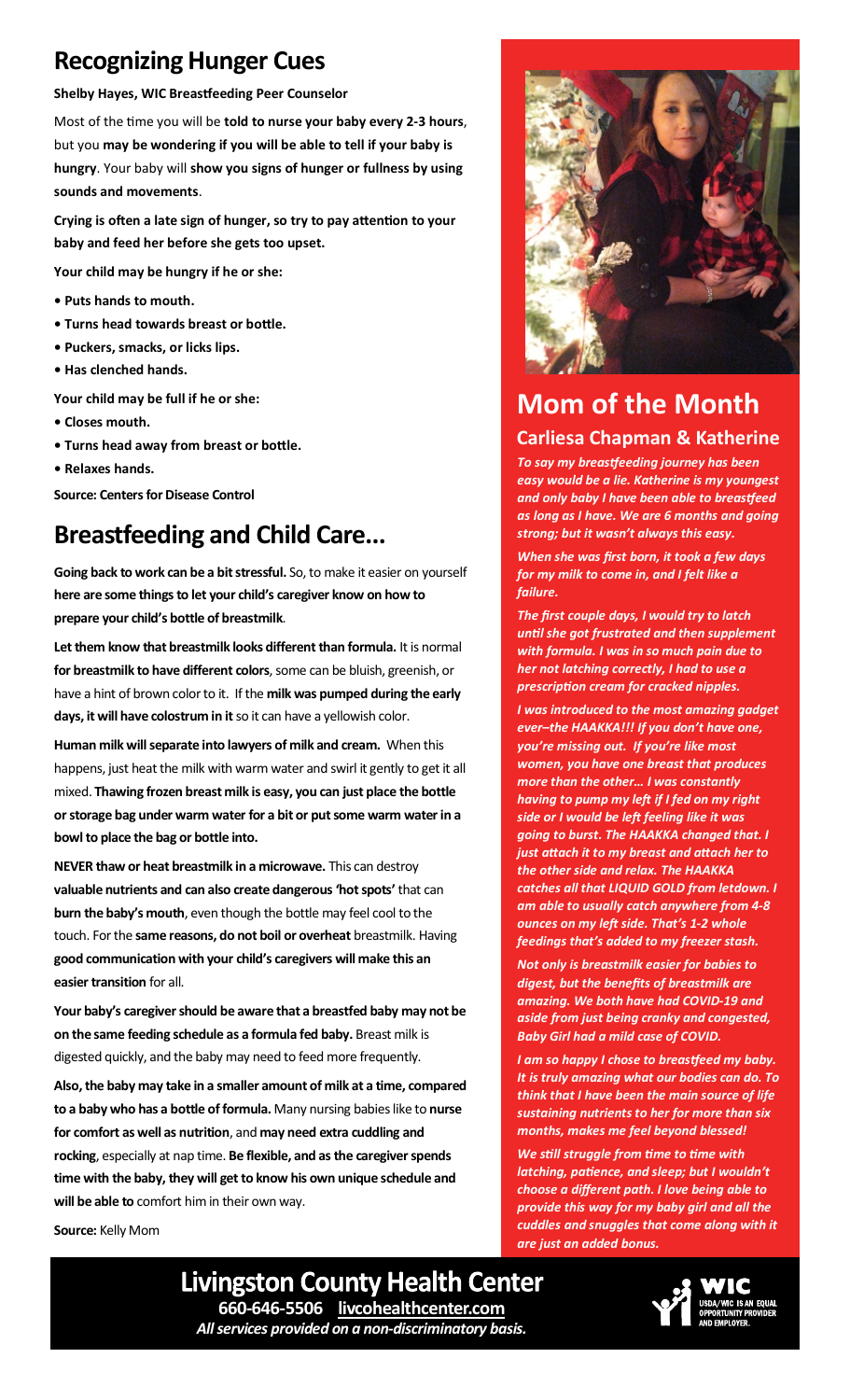## Recognizing Hunger Cues

**Shelby Hayes, WIC Breastfeeding Peer Counselor**

Most of the time you will be **told to nurse your baby every 2-3 hours**, but you **may be wondering if you will be able to tell if your baby is hungry**. Your baby will **show you signs of hunger or fullness by using sounds and movements**.

**Crying is often a late sign of hunger, so try to pay attention to your baby and feed her before she gets too upset.**

**Your child may be hungry if he or she:**

- **Puts hands to mouth.**
- **Turns head towards breast or bottle.**
- **Puckers, smacks, or licks lips.**
- **Has clenched hands.**

**Your child may be full if he or she:**

- **Closes mouth.**
- **Turns head away from breast or bottle.**
- **Relaxes hands.**

**Source: Centers for Disease Control**

## Breastfeeding and Child Care...

**Going back to work can be a bit stressful.** So, to make it easier on yourself **here are some things to let your child's caregiver know on how to prepare your child's bottle of breastmilk**.

**Let them know that breastmilk looks different than formula.** It is normal **for breastmilk to have different colors**, some can be bluish, greenish, or have a hint of brown color to it. If the **milk was pumped during the early days, it will have colostrum in it** so it can have a yellowish color.

**Human milk will separate into lawyers of milk and cream.** When this happens, just heat the milk with warm water and swirl it gently to get it all mixed. **Thawing frozen breast milk is easy, you can just place the bottle or storage bag under warm water for a bit or put some warm water in a bowl to place the bag or bottle into.**

**NEVER thaw or heat breastmilk in a microwave.** This can destroy **valuable nutrients and can also create dangerous 'hot spots'** that can **burn the baby's mouth**, even though the bottle may feel cool to the touch. For the **same reasons, do not boil or overheat** breastmilk. Having **good communication with your child's caregivers will make this an easier transition** for all.

**Your baby's caregiver should be aware that a breastfed baby may not be on the same feeding schedule as a formula fed baby.** Breast milk is digested quickly, and the baby may need to feed more frequently.

**Also, the baby may take in a smaller amount of milk at a time, compared to a baby who has a bottle of formula.** Many nursing babies like to **nurse for comfort as well as nutrition**, and **may need extra cuddling and rocking**, especially at nap time. **Be flexible, and as the caregiver spends time with the baby, they will get to know his own unique schedule and will be able to** comfort him in their own way.

**Source:** Kelly Mom

## Mom of the Month

### Carliesa Chapman & Katherine

*To say my breastfeeding journey has been easy would be a lie. Katherine is my youngest and only baby I have been able to breastfeed as long as I have. We are 6 months and going strong; but it wasn't always this easy.*

*When she was first born, it took a few days for my milk to come in, and I felt like a failure.*

*The first couple days, I would try to latch until she got frustrated and then supplement with formula. I was in so much pain due to her not latching correctly, I had to use a prescription cream for cracked nipples.*

*I was introduced to the most amazing gadget ever–the HAAKKA!!! If you don't have one, you're missing out. If you're like most women, you have one breast that produces more than the other... I was constantly having to pump my left if I fed on my right side or I would be left feeling like it was going to burst. The HAAKKA changed that. I just attach it to my breast and attach her to the other side and relax. The HAAKKA catches all that LIQUID GOLD from letdown. I am able to usually catch anywhere from 4-8 ounces on my left side. That's 1-2 whole feedings that's added to my freezer stash.*

*Not only is breastmilk easier for babies to digest, but the benefits of breastmilk are amazing. We both have had COVID-19 and aside from just being cranky and congested, Baby Girl had a mild case of COVID.*

*I am so happy I chose to breastfeed my baby. It is truly amazing what our bodies can do. To think that I have been the main source of life sustaining nutrients to her for more than six months, makes me feel beyond blessed!*

*We still struggle from time to time with latching, patience, and sleep; but I wouldn't choose a different path. I love being able to provide this way for my baby girl and all the cuddles and snuggles that come along with it are just an added bonus.*

**Livingston County Health Center**

**660-646-5506 livcohealthcenter.com**

***All services provided on a non-discriminatory basis.***

WIC — USDA/WIC IS AN EQUAL OPPORTUNITY PROVIDER AND EMPLOYER.